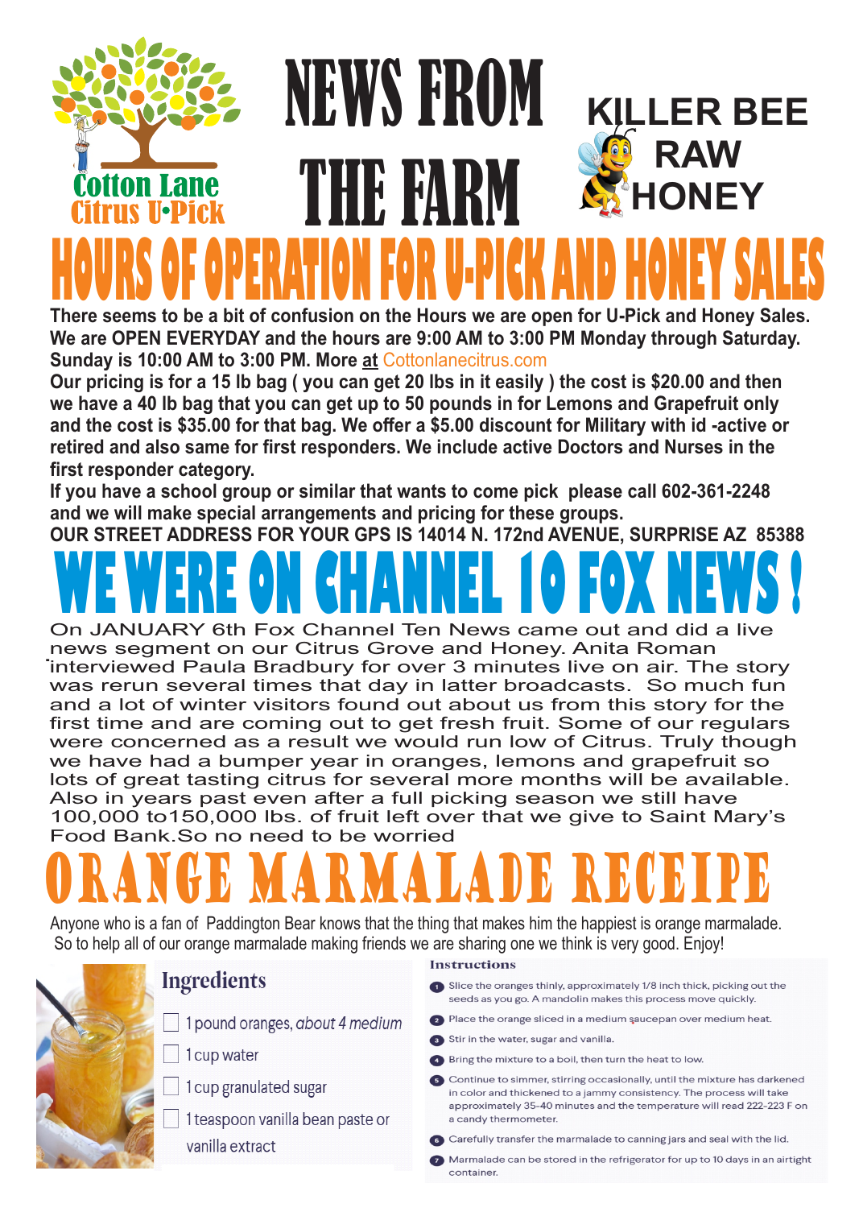Cotton Lane Citrus U•Pick

# NEWS FROM THE FARM

KILLER BEE RAW HONEY

# HOURS OF OPERATION FOR U-PICK AND HONEY SALES

**There seems to be a bit of confusion on the Hours we are open for U-Pick and Honey Sales. We are OPEN EVERYDAY and the hours are 9:00 AM to 3:00 PM Monday through Saturday. Sunday is 10:00 AM to 3:00 PM. More at** Cottonlanecitrus.com

**Our pricing is for a 15 lb bag ( you can get 20 lbs in it easily ) the cost is $20.00 and then we have a 40 lb bag that you can get up to 50 pounds in for Lemons and Grapefruit only and the cost is $35.00 for that bag. We offer a $5.00 discount for Military with id -active or retired and also same for first responders. We include active Doctors and Nurses in the first responder category.**

**If you have a school group or similar that wants to come pick please call 602-361-2248 and we will make special arrangements and pricing for these groups.**

**OUR STREET ADDRESS FOR YOUR GPS IS 14014 N. 172nd AVENUE, SURPRISE AZ 85388**

# WE WERE ON CHANNEL 10 FOX NEWS !

On JANUARY 6th Fox Channel Ten News came out and did a live news segment on our Citrus Grove and Honey. Anita Roman interviewed Paula Bradbury for over 3 minutes live on air. The story was rerun several times that day in latter broadcasts. So much fun and a lot of winter visitors found out about us from this story for the first time and are coming out to get fresh fruit. Some of our regulars were concerned as a result we would run low of Citrus. Truly though we have had a bumper year in oranges, lemons and grapefruit so lots of great tasting citrus for several more months will be available. Also in years past even after a full picking season we still have 100,000 to150,000 lbs. of fruit left over that we give to Saint Mary's Food Bank.So no need to be worried

# ORANGE MARMALADE RECEIPE

Anyone who is a fan of Paddington Bear knows that the thing that makes him the happiest is orange marmalade. So to help all of our orange marmalade making friends we are sharing one we think is very good. Enjoy!

## Ingredients

- [ ] 1 pound oranges, *about 4 medium*
- [ ] 1 cup water
- [ ] 1 cup granulated sugar
- [ ] 1 teaspoon vanilla bean paste or vanilla extract

## Instructions

1. Slice the oranges thinly, approximately 1/8 inch thick, picking out the seeds as you go. A mandolin makes this process move quickly.
2. Place the orange sliced in a medium saucepan over medium heat.
3. Stir in the water, sugar and vanilla.
4. Bring the mixture to a boil, then turn the heat to low.
5. Continue to simmer, stirring occasionally, until the mixture has darkened in color and thickened to a jammy consistency. The process will take approximately 35-40 minutes and the temperature will read 222-223 F on a candy thermometer.
6. Carefully transfer the marmalade to canning jars and seal with the lid.
7. Marmalade can be stored in the refrigerator for up to 10 days in an airtight container.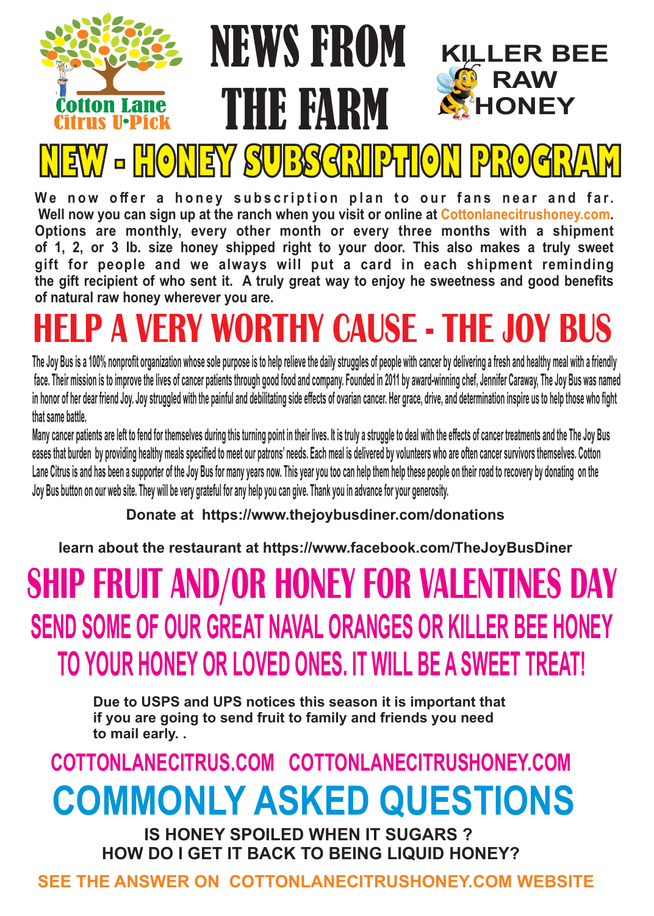Cotton Lane Citrus U•Pick

# NEWS FROM THE FARM

KILLER BEE RAW HONEY

# NEW - HONEY SUBSCRIPTION PROGRAM

**We now offer a honey subscription plan to our fans near and far. Well now you can sign up at the ranch when you visit or online at Cottonlanecitrushoney.com. Options are monthly, every other month or every three months with a shipment of 1, 2, or 3 lb. size honey shipped right to your door. This also makes a truly sweet gift for people and we always will put a card in each shipment reminding the gift recipient of who sent it. A truly great way to enjoy he sweetness and good benefits of natural raw honey wherever you are.**

# HELP A VERY WORTHY CAUSE - THE JOY BUS

The Joy Bus is a 100% nonprofit organization whose sole purpose is to help relieve the daily struggles of people with cancer by delivering a fresh and healthy meal with a friendly face. Their mission is to improve the lives of cancer patients through good food and company. Founded in 2011 by award-winning chef, Jennifer Caraway, The Joy Bus was named in honor of her dear friend Joy. Joy struggled with the painful and debilitating side effects of ovarian cancer. Her grace, drive, and determination inspire us to help those who fight that same battle.

Many cancer patients are left to fend for themselves during this turning point in their lives. It is truly a struggle to deal with the effects of cancer treatments and the The Joy Bus eases that burden by providing healthy meals specified to meet our patrons' needs. Each meal is delivered by volunteers who are often cancer survivors themselves. Cotton Lane Citrus is and has been a supporter of the Joy Bus for many years now. This year you too can help them help these people on their road to recovery by donating on the Joy Bus button on our web site. They will be very grateful for any help you can give. Thank you in advance for your generosity.

**Donate at https://www.thejoybusdiner.com/donations**

**learn about the restaurant at https://www.facebook.com/TheJoyBusDiner**

# SHIP FRUIT AND/OR HONEY FOR VALENTINES DAY

## SEND SOME OF OUR GREAT NAVAL ORANGES OR KILLER BEE HONEY TO YOUR HONEY OR LOVED ONES. IT WILL BE A SWEET TREAT!

**Due to USPS and UPS notices this season it is important that if you are going to send fruit to family and friends you need to mail early. .**

## COTTONLANECITRUS.COM COTTONLANECITRUSHONEY.COM

# COMMONLY ASKED QUESTIONS

**IS HONEY SPOILED WHEN IT SUGARS ?
HOW DO I GET IT BACK TO BEING LIQUID HONEY?**

**SEE THE ANSWER ON COTTONLANECITRUSHONEY.COM WEBSITE**